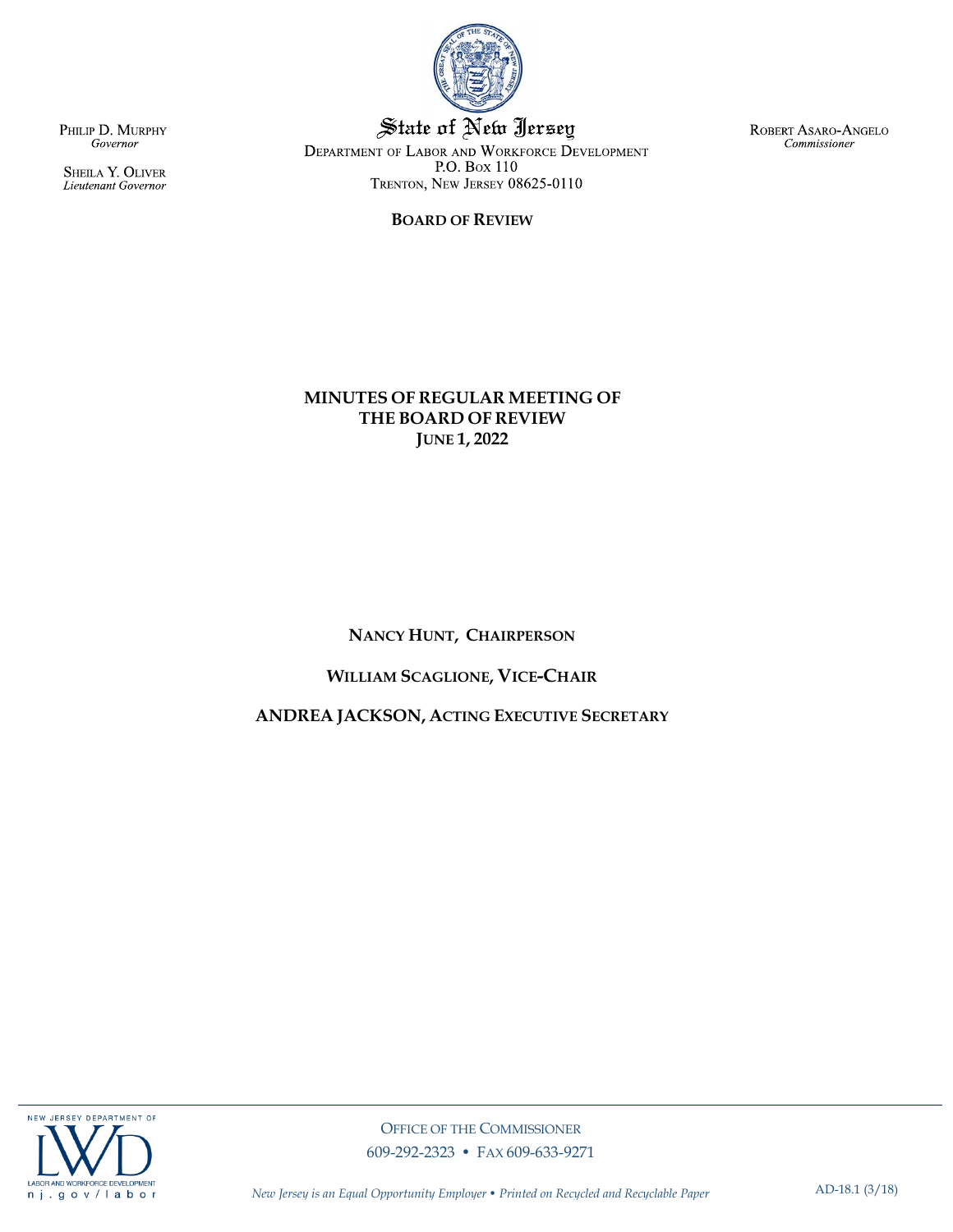PHILIP D. MURPHY
*Governor*

SHEILA Y. OLIVER
*Lieutenant Governor*

State of New Jersey
DEPARTMENT OF LABOR AND WORKFORCE DEVELOPMENT
P.O. BOX 110
TRENTON, NEW JERSEY 08625-0110

ROBERT ASARO-ANGELO
*Commissioner*

**BOARD OF REVIEW**

# MINUTES OF REGULAR MEETING OF THE BOARD OF REVIEW
## JUNE 1, 2022

**NANCY HUNT, CHAIRPERSON**

**WILLIAM SCAGLIONE, VICE-CHAIR**

**ANDREA JACKSON, ACTING EXECUTIVE SECRETARY**

OFFICE OF THE COMMISSIONER
609-292-2323 • FAX 609-633-9271

*New Jersey is an Equal Opportunity Employer • Printed on Recycled and Recyclable Paper*

AD-18.1 (3/18)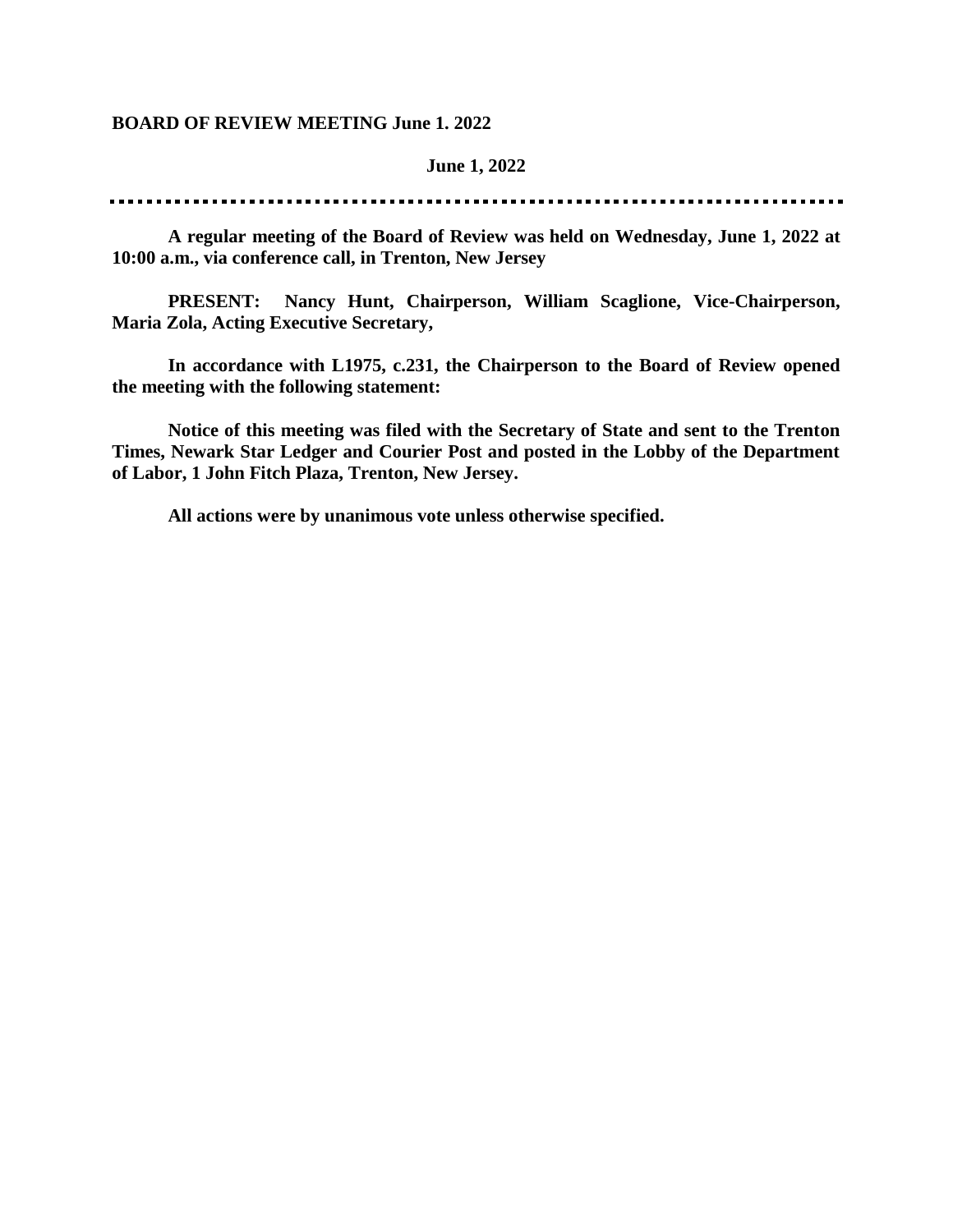**BOARD OF REVIEW MEETING June 1. 2022**

**June 1, 2022**

---

**A regular meeting of the Board of Review was held on Wednesday, June 1, 2022 at 10:00 a.m., via conference call, in Trenton, New Jersey**

**PRESENT: Nancy Hunt, Chairperson, William Scaglione, Vice-Chairperson, Maria Zola, Acting Executive Secretary,**

**In accordance with L1975, c.231, the Chairperson to the Board of Review opened the meeting with the following statement:**

**Notice of this meeting was filed with the Secretary of State and sent to the Trenton Times, Newark Star Ledger and Courier Post and posted in the Lobby of the Department of Labor, 1 John Fitch Plaza, Trenton, New Jersey.**

**All actions were by unanimous vote unless otherwise specified.**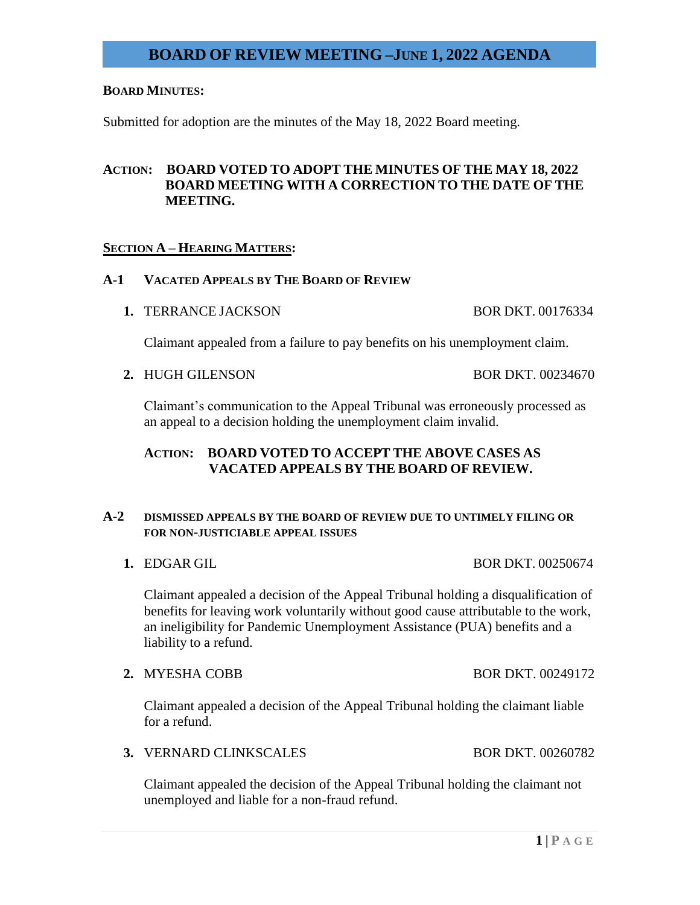# BOARD OF REVIEW MEETING – JUNE 1, 2022 AGENDA

**BOARD MINUTES:**

Submitted for adoption are the minutes of the May 18, 2022 Board meeting.

**ACTION: BOARD VOTED TO ADOPT THE MINUTES OF THE MAY 18, 2022 BOARD MEETING WITH A CORRECTION TO THE DATE OF THE MEETING.**

## SECTION A – HEARING MATTERS:

### A-1 VACATED APPEALS BY THE BOARD OF REVIEW

**1.** TERRANCE JACKSON — BOR DKT. 00176334

Claimant appealed from a failure to pay benefits on his unemployment claim.

**2.** HUGH GILENSON — BOR DKT. 00234670

Claimant's communication to the Appeal Tribunal was erroneously processed as an appeal to a decision holding the unemployment claim invalid.

**ACTION: BOARD VOTED TO ACCEPT THE ABOVE CASES AS VACATED APPEALS BY THE BOARD OF REVIEW.**

### A-2 DISMISSED APPEALS BY THE BOARD OF REVIEW DUE TO UNTIMELY FILING OR FOR NON-JUSTICIABLE APPEAL ISSUES

**1.** EDGAR GIL — BOR DKT. 00250674

Claimant appealed a decision of the Appeal Tribunal holding a disqualification of benefits for leaving work voluntarily without good cause attributable to the work, an ineligibility for Pandemic Unemployment Assistance (PUA) benefits and a liability to a refund.

**2.** MYESHA COBB — BOR DKT. 00249172

Claimant appealed a decision of the Appeal Tribunal holding the claimant liable for a refund.

**3.** VERNARD CLINKSCALES — BOR DKT. 00260782

Claimant appealed the decision of the Appeal Tribunal holding the claimant not unemployed and liable for a non-fraud refund.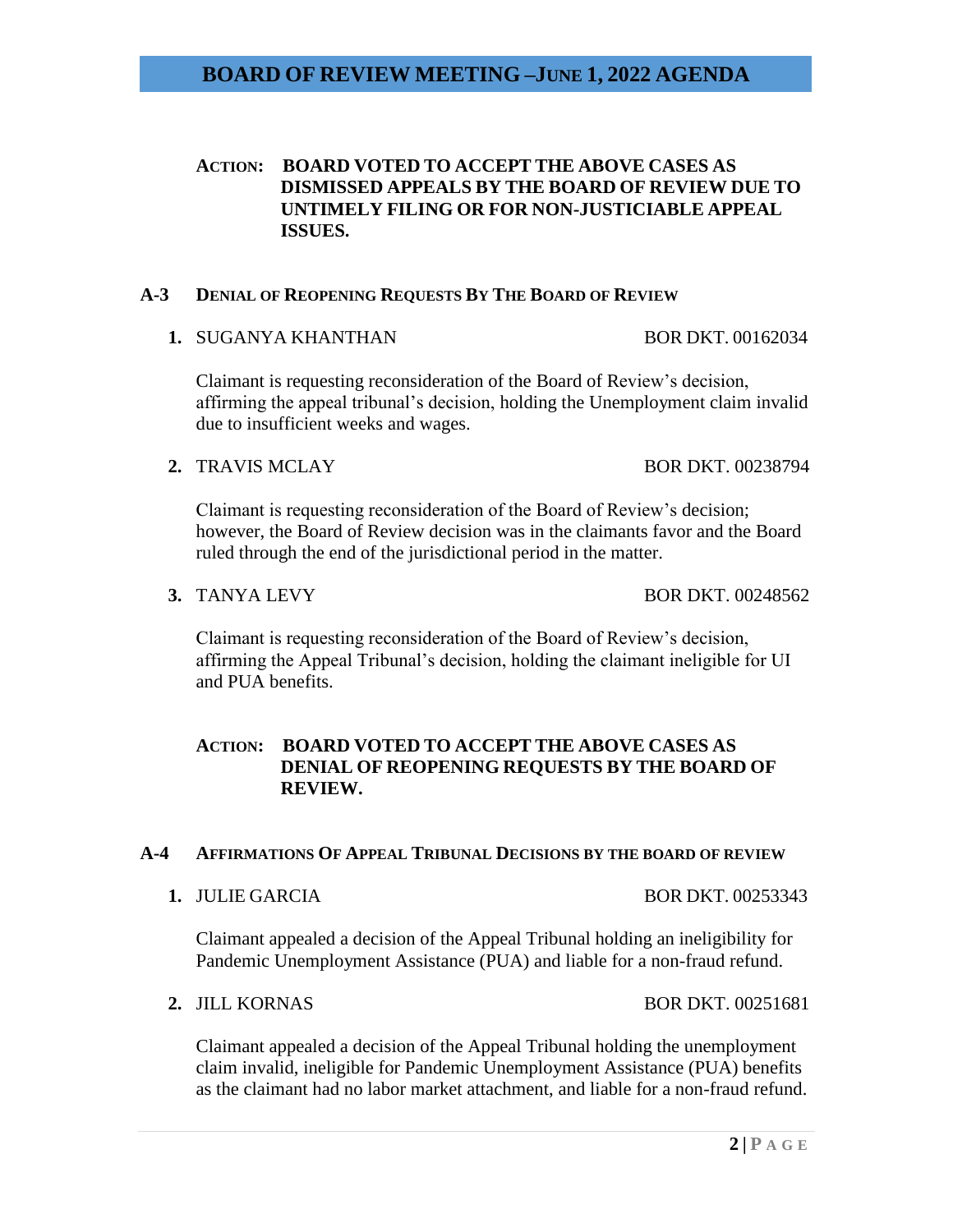**ACTION: BOARD VOTED TO ACCEPT THE ABOVE CASES AS DISMISSED APPEALS BY THE BOARD OF REVIEW DUE TO UNTIMELY FILING OR FOR NON-JUSTICIABLE APPEAL ISSUES.**

## A-3 DENIAL OF REOPENING REQUESTS BY THE BOARD OF REVIEW

1. SUGANYA KHANTHAN — BOR DKT. 00162034

   Claimant is requesting reconsideration of the Board of Review's decision, affirming the appeal tribunal's decision, holding the Unemployment claim invalid due to insufficient weeks and wages.

2. TRAVIS MCLAY — BOR DKT. 00238794

   Claimant is requesting reconsideration of the Board of Review's decision; however, the Board of Review decision was in the claimants favor and the Board ruled through the end of the jurisdictional period in the matter.

3. TANYA LEVY — BOR DKT. 00248562

   Claimant is requesting reconsideration of the Board of Review's decision, affirming the Appeal Tribunal's decision, holding the claimant ineligible for UI and PUA benefits.

**ACTION: BOARD VOTED TO ACCEPT THE ABOVE CASES AS DENIAL OF REOPENING REQUESTS BY THE BOARD OF REVIEW.**

## A-4 AFFIRMATIONS OF APPEAL TRIBUNAL DECISIONS BY THE BOARD OF REVIEW

1. JULIE GARCIA — BOR DKT. 00253343

   Claimant appealed a decision of the Appeal Tribunal holding an ineligibility for Pandemic Unemployment Assistance (PUA) and liable for a non-fraud refund.

2. JILL KORNAS — BOR DKT. 00251681

   Claimant appealed a decision of the Appeal Tribunal holding the unemployment claim invalid, ineligible for Pandemic Unemployment Assistance (PUA) benefits as the claimant had no labor market attachment, and liable for a non-fraud refund.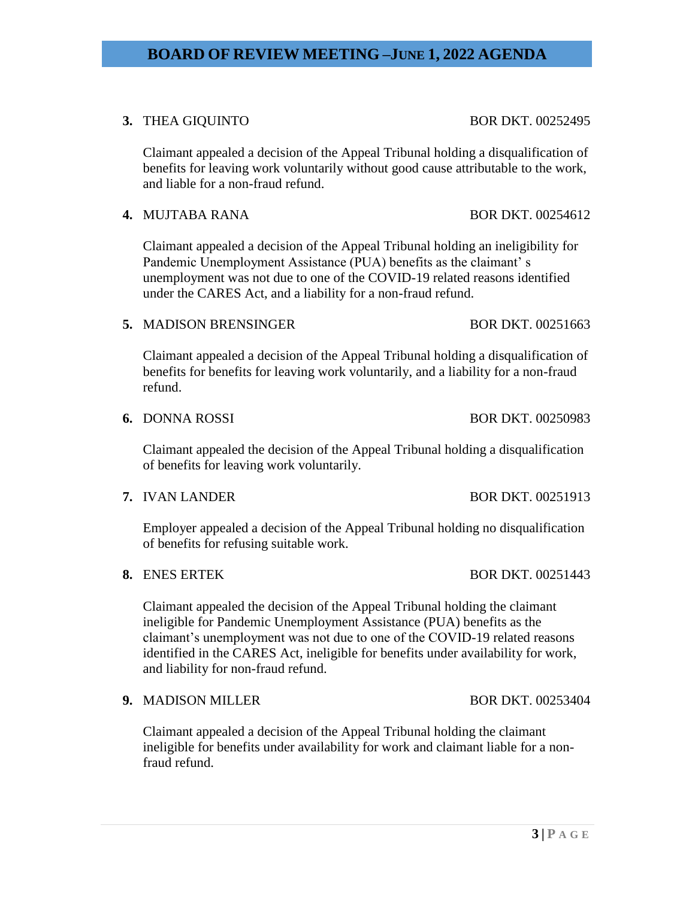**3.** THEA GIQUINTO BOR DKT. 00252495

Claimant appealed a decision of the Appeal Tribunal holding a disqualification of benefits for leaving work voluntarily without good cause attributable to the work, and liable for a non-fraud refund.

**4.** MUJTABA RANA BOR DKT. 00254612

Claimant appealed a decision of the Appeal Tribunal holding an ineligibility for Pandemic Unemployment Assistance (PUA) benefits as the claimant' s unemployment was not due to one of the COVID-19 related reasons identified under the CARES Act, and a liability for a non-fraud refund.

**5.** MADISON BRENSINGER BOR DKT. 00251663

Claimant appealed a decision of the Appeal Tribunal holding a disqualification of benefits for benefits for leaving work voluntarily, and a liability for a non-fraud refund.

**6.** DONNA ROSSI BOR DKT. 00250983

Claimant appealed the decision of the Appeal Tribunal holding a disqualification of benefits for leaving work voluntarily.

**7.** IVAN LANDER BOR DKT. 00251913

Employer appealed a decision of the Appeal Tribunal holding no disqualification of benefits for refusing suitable work.

**8.** ENES ERTEK BOR DKT. 00251443

Claimant appealed the decision of the Appeal Tribunal holding the claimant ineligible for Pandemic Unemployment Assistance (PUA) benefits as the claimant's unemployment was not due to one of the COVID-19 related reasons identified in the CARES Act, ineligible for benefits under availability for work, and liability for non-fraud refund.

**9.** MADISON MILLER BOR DKT. 00253404

Claimant appealed a decision of the Appeal Tribunal holding the claimant ineligible for benefits under availability for work and claimant liable for a non-fraud refund.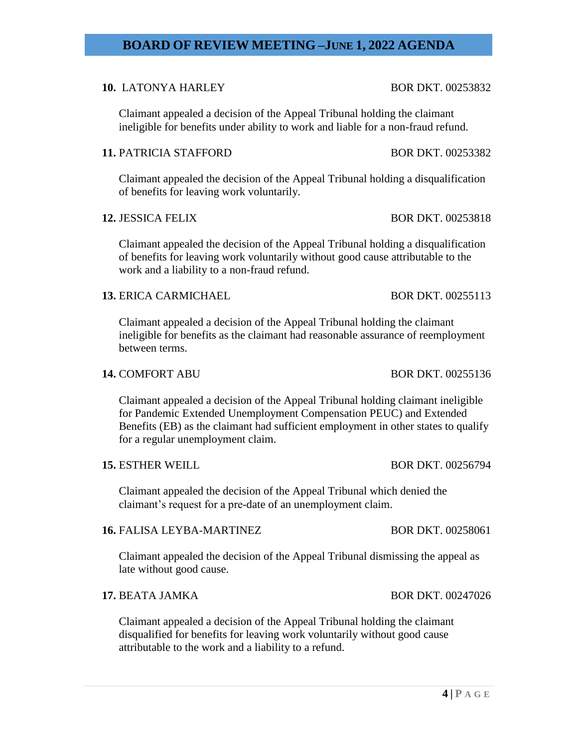**10.** LATONYA HARLEY BOR DKT. 00253832

Claimant appealed a decision of the Appeal Tribunal holding the claimant ineligible for benefits under ability to work and liable for a non-fraud refund.

**11.** PATRICIA STAFFORD BOR DKT. 00253382

Claimant appealed the decision of the Appeal Tribunal holding a disqualification of benefits for leaving work voluntarily.

**12.** JESSICA FELIX BOR DKT. 00253818

Claimant appealed the decision of the Appeal Tribunal holding a disqualification of benefits for leaving work voluntarily without good cause attributable to the work and a liability to a non-fraud refund.

**13.** ERICA CARMICHAEL BOR DKT. 00255113

Claimant appealed a decision of the Appeal Tribunal holding the claimant ineligible for benefits as the claimant had reasonable assurance of reemployment between terms.

**14.** COMFORT ABU BOR DKT. 00255136

Claimant appealed a decision of the Appeal Tribunal holding claimant ineligible for Pandemic Extended Unemployment Compensation PEUC) and Extended Benefits (EB) as the claimant had sufficient employment in other states to qualify for a regular unemployment claim.

**15.** ESTHER WEILL BOR DKT. 00256794

Claimant appealed the decision of the Appeal Tribunal which denied the claimant's request for a pre-date of an unemployment claim.

**16.** FALISA LEYBA-MARTINEZ BOR DKT. 00258061

Claimant appealed the decision of the Appeal Tribunal dismissing the appeal as late without good cause.

**17.** BEATA JAMKA BOR DKT. 00247026

Claimant appealed a decision of the Appeal Tribunal holding the claimant disqualified for benefits for leaving work voluntarily without good cause attributable to the work and a liability to a refund.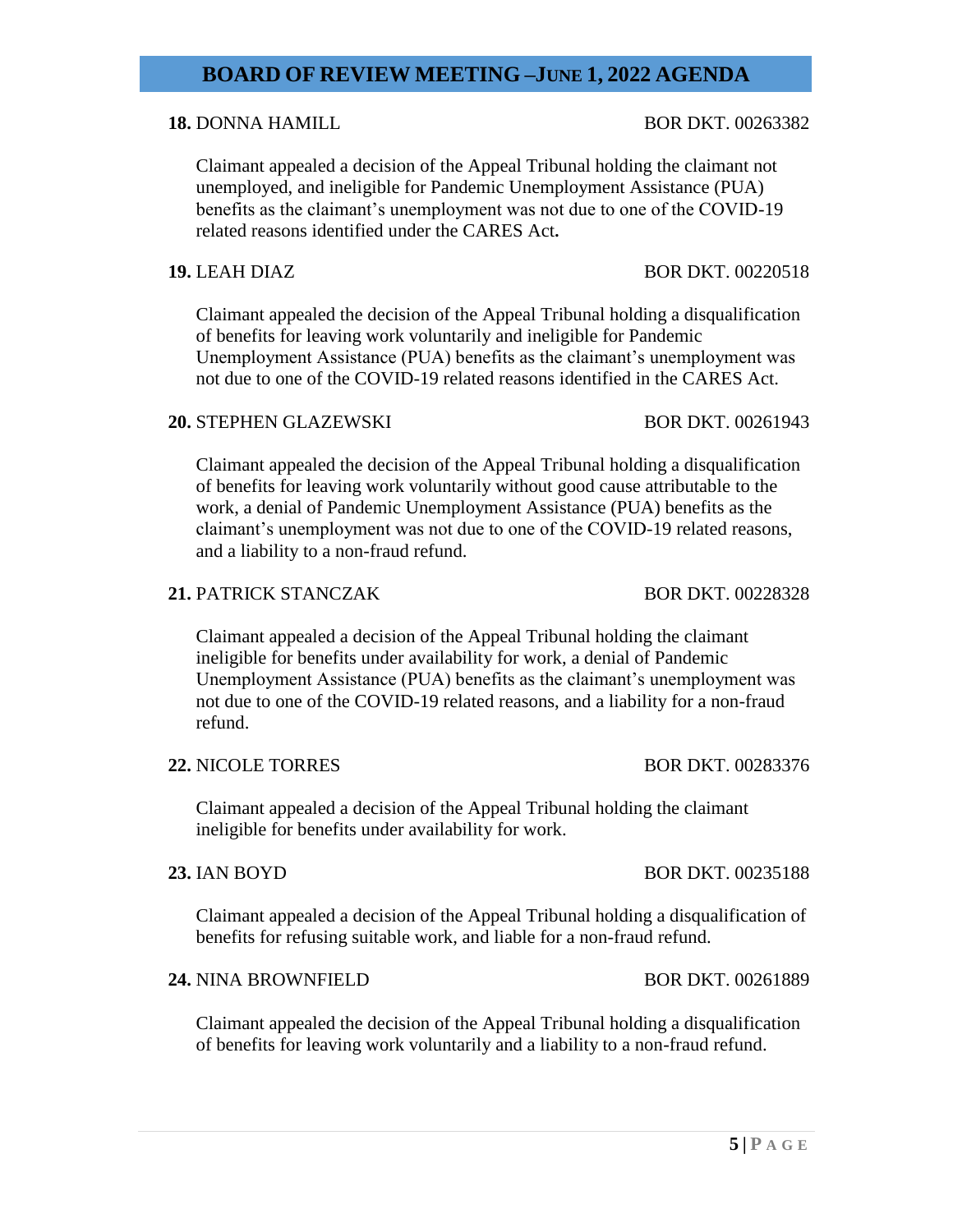**18.** DONNA HAMILL BOR DKT. 00263382

Claimant appealed a decision of the Appeal Tribunal holding the claimant not unemployed, and ineligible for Pandemic Unemployment Assistance (PUA) benefits as the claimant's unemployment was not due to one of the COVID-19 related reasons identified under the CARES Act**.**

**19.** LEAH DIAZ BOR DKT. 00220518

Claimant appealed the decision of the Appeal Tribunal holding a disqualification of benefits for leaving work voluntarily and ineligible for Pandemic Unemployment Assistance (PUA) benefits as the claimant's unemployment was not due to one of the COVID-19 related reasons identified in the CARES Act.

**20.** STEPHEN GLAZEWSKI BOR DKT. 00261943

Claimant appealed the decision of the Appeal Tribunal holding a disqualification of benefits for leaving work voluntarily without good cause attributable to the work, a denial of Pandemic Unemployment Assistance (PUA) benefits as the claimant's unemployment was not due to one of the COVID-19 related reasons, and a liability to a non-fraud refund.

**21.** PATRICK STANCZAK BOR DKT. 00228328

Claimant appealed a decision of the Appeal Tribunal holding the claimant ineligible for benefits under availability for work, a denial of Pandemic Unemployment Assistance (PUA) benefits as the claimant's unemployment was not due to one of the COVID-19 related reasons, and a liability for a non-fraud refund.

**22.** NICOLE TORRES BOR DKT. 00283376

Claimant appealed a decision of the Appeal Tribunal holding the claimant ineligible for benefits under availability for work.

**23.** IAN BOYD BOR DKT. 00235188

Claimant appealed a decision of the Appeal Tribunal holding a disqualification of benefits for refusing suitable work, and liable for a non-fraud refund.

**24.** NINA BROWNFIELD BOR DKT. 00261889

Claimant appealed the decision of the Appeal Tribunal holding a disqualification of benefits for leaving work voluntarily and a liability to a non-fraud refund.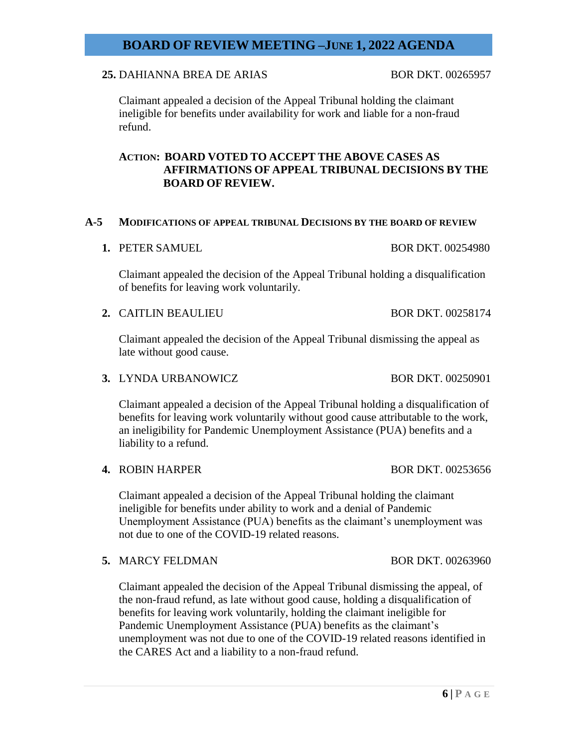**25.** DAHIANNA BREA DE ARIAS BOR DKT. 00265957

Claimant appealed a decision of the Appeal Tribunal holding the claimant ineligible for benefits under availability for work and liable for a non-fraud refund.

**ACTION: BOARD VOTED TO ACCEPT THE ABOVE CASES AS AFFIRMATIONS OF APPEAL TRIBUNAL DECISIONS BY THE BOARD OF REVIEW.**

## A-5 MODIFICATIONS OF APPEAL TRIBUNAL DECISIONS BY THE BOARD OF REVIEW

**1.** PETER SAMUEL BOR DKT. 00254980

Claimant appealed the decision of the Appeal Tribunal holding a disqualification of benefits for leaving work voluntarily.

**2.** CAITLIN BEAULIEU BOR DKT. 00258174

Claimant appealed the decision of the Appeal Tribunal dismissing the appeal as late without good cause.

**3.** LYNDA URBANOWICZ BOR DKT. 00250901

Claimant appealed a decision of the Appeal Tribunal holding a disqualification of benefits for leaving work voluntarily without good cause attributable to the work, an ineligibility for Pandemic Unemployment Assistance (PUA) benefits and a liability to a refund.

**4.** ROBIN HARPER BOR DKT. 00253656

Claimant appealed a decision of the Appeal Tribunal holding the claimant ineligible for benefits under ability to work and a denial of Pandemic Unemployment Assistance (PUA) benefits as the claimant's unemployment was not due to one of the COVID-19 related reasons.

**5.** MARCY FELDMAN BOR DKT. 00263960

Claimant appealed the decision of the Appeal Tribunal dismissing the appeal, of the non-fraud refund, as late without good cause, holding a disqualification of benefits for leaving work voluntarily, holding the claimant ineligible for Pandemic Unemployment Assistance (PUA) benefits as the claimant's unemployment was not due to one of the COVID-19 related reasons identified in the CARES Act and a liability to a non-fraud refund.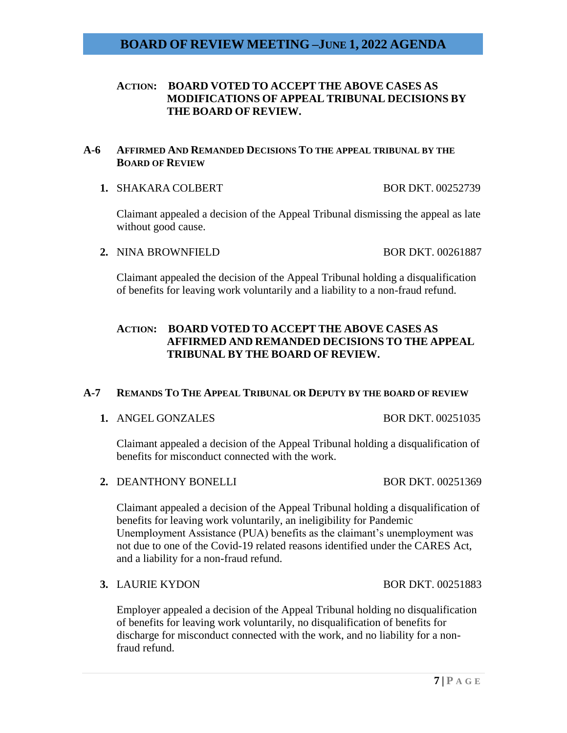**ACTION: BOARD VOTED TO ACCEPT THE ABOVE CASES AS MODIFICATIONS OF APPEAL TRIBUNAL DECISIONS BY THE BOARD OF REVIEW.**

## A-6 AFFIRMED AND REMANDED DECISIONS TO THE APPEAL TRIBUNAL BY THE BOARD OF REVIEW

1. SHAKARA COLBERT — BOR DKT. 00252739

   Claimant appealed a decision of the Appeal Tribunal dismissing the appeal as late without good cause.

2. NINA BROWNFIELD — BOR DKT. 00261887

   Claimant appealed the decision of the Appeal Tribunal holding a disqualification of benefits for leaving work voluntarily and a liability to a non-fraud refund.

**ACTION: BOARD VOTED TO ACCEPT THE ABOVE CASES AS AFFIRMED AND REMANDED DECISIONS TO THE APPEAL TRIBUNAL BY THE BOARD OF REVIEW.**

## A-7 REMANDS TO THE APPEAL TRIBUNAL OR DEPUTY BY THE BOARD OF REVIEW

1. ANGEL GONZALES — BOR DKT. 00251035

   Claimant appealed a decision of the Appeal Tribunal holding a disqualification of benefits for misconduct connected with the work.

2. DEANTHONY BONELLI — BOR DKT. 00251369

   Claimant appealed a decision of the Appeal Tribunal holding a disqualification of benefits for leaving work voluntarily, an ineligibility for Pandemic Unemployment Assistance (PUA) benefits as the claimant's unemployment was not due to one of the Covid-19 related reasons identified under the CARES Act, and a liability for a non-fraud refund.

3. LAURIE KYDON — BOR DKT. 00251883

   Employer appealed a decision of the Appeal Tribunal holding no disqualification of benefits for leaving work voluntarily, no disqualification of benefits for discharge for misconduct connected with the work, and no liability for a non-fraud refund.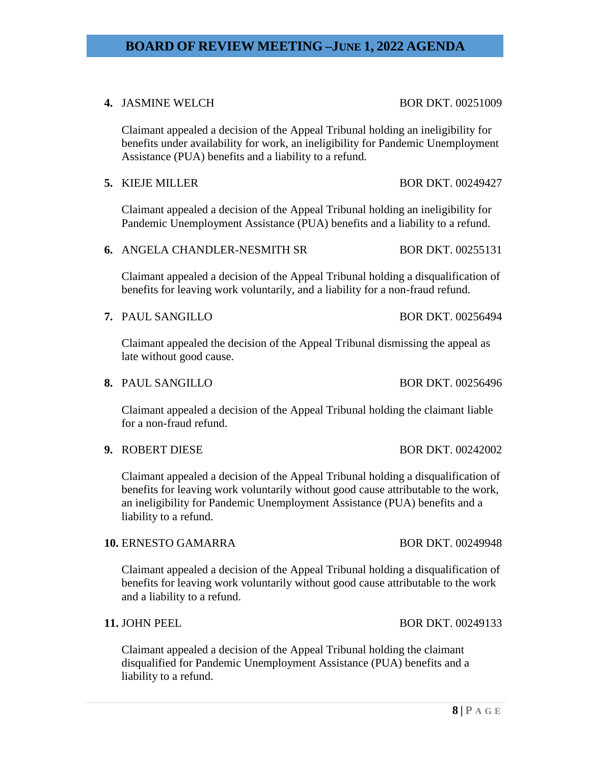4. **JASMINE WELCH** BOR DKT. 00251009

   Claimant appealed a decision of the Appeal Tribunal holding an ineligibility for benefits under availability for work, an ineligibility for Pandemic Unemployment Assistance (PUA) benefits and a liability to a refund.

5. **KIEJE MILLER** BOR DKT. 00249427

   Claimant appealed a decision of the Appeal Tribunal holding an ineligibility for Pandemic Unemployment Assistance (PUA) benefits and a liability to a refund.

6. **ANGELA CHANDLER-NESMITH SR** BOR DKT. 00255131

   Claimant appealed a decision of the Appeal Tribunal holding a disqualification of benefits for leaving work voluntarily, and a liability for a non-fraud refund.

7. **PAUL SANGILLO** BOR DKT. 00256494

   Claimant appealed the decision of the Appeal Tribunal dismissing the appeal as late without good cause.

8. **PAUL SANGILLO** BOR DKT. 00256496

   Claimant appealed a decision of the Appeal Tribunal holding the claimant liable for a non-fraud refund.

9. **ROBERT DIESE** BOR DKT. 00242002

   Claimant appealed a decision of the Appeal Tribunal holding a disqualification of benefits for leaving work voluntarily without good cause attributable to the work, an ineligibility for Pandemic Unemployment Assistance (PUA) benefits and a liability to a refund.

10. **ERNESTO GAMARRA** BOR DKT. 00249948

    Claimant appealed a decision of the Appeal Tribunal holding a disqualification of benefits for leaving work voluntarily without good cause attributable to the work and a liability to a refund.

11. **JOHN PEEL** BOR DKT. 00249133

    Claimant appealed a decision of the Appeal Tribunal holding the claimant disqualified for Pandemic Unemployment Assistance (PUA) benefits and a liability to a refund.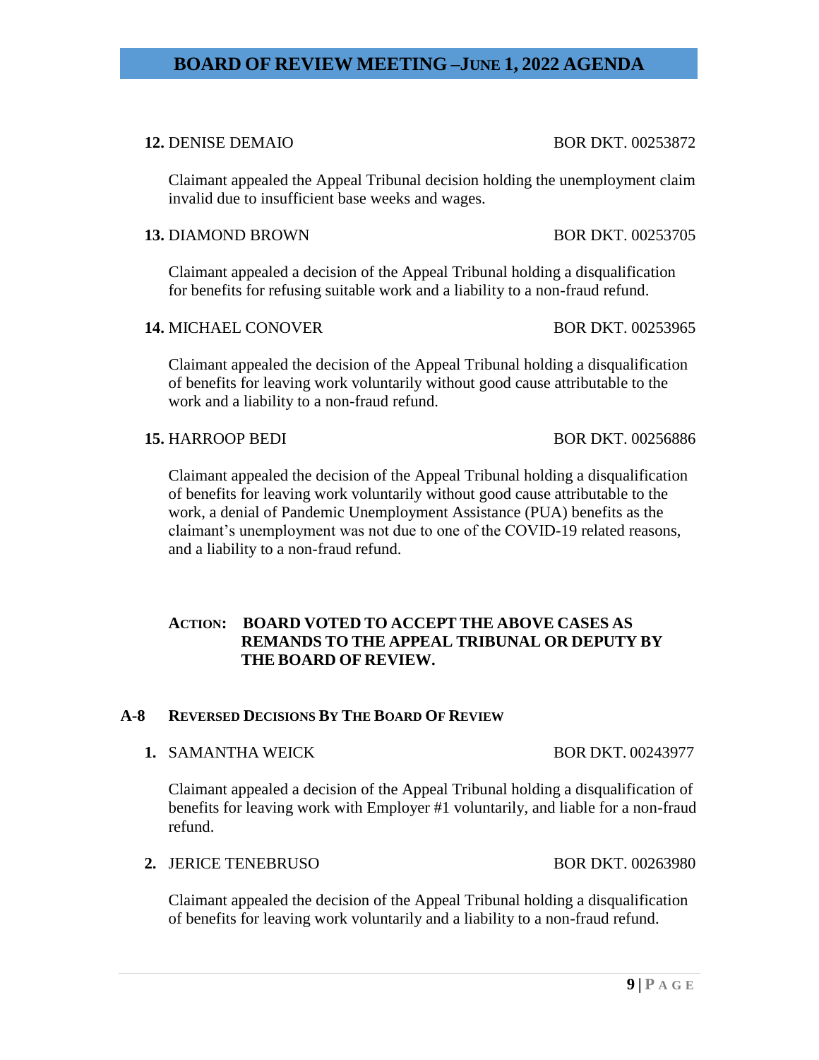**12.** DENISE DEMAIO BOR DKT. 00253872

Claimant appealed the Appeal Tribunal decision holding the unemployment claim invalid due to insufficient base weeks and wages.

**13.** DIAMOND BROWN BOR DKT. 00253705

Claimant appealed a decision of the Appeal Tribunal holding a disqualification for benefits for refusing suitable work and a liability to a non-fraud refund.

**14.** MICHAEL CONOVER BOR DKT. 00253965

Claimant appealed the decision of the Appeal Tribunal holding a disqualification of benefits for leaving work voluntarily without good cause attributable to the work and a liability to a non-fraud refund.

**15.** HARROOP BEDI BOR DKT. 00256886

Claimant appealed the decision of the Appeal Tribunal holding a disqualification of benefits for leaving work voluntarily without good cause attributable to the work, a denial of Pandemic Unemployment Assistance (PUA) benefits as the claimant's unemployment was not due to one of the COVID-19 related reasons, and a liability to a non-fraud refund.

**ACTION: BOARD VOTED TO ACCEPT THE ABOVE CASES AS REMANDS TO THE APPEAL TRIBUNAL OR DEPUTY BY THE BOARD OF REVIEW.**

## A-8 REVERSED DECISIONS BY THE BOARD OF REVIEW

**1.** SAMANTHA WEICK BOR DKT. 00243977

Claimant appealed a decision of the Appeal Tribunal holding a disqualification of benefits for leaving work with Employer #1 voluntarily, and liable for a non-fraud refund.

**2.** JERICE TENEBRUSO BOR DKT. 00263980

Claimant appealed the decision of the Appeal Tribunal holding a disqualification of benefits for leaving work voluntarily and a liability to a non-fraud refund.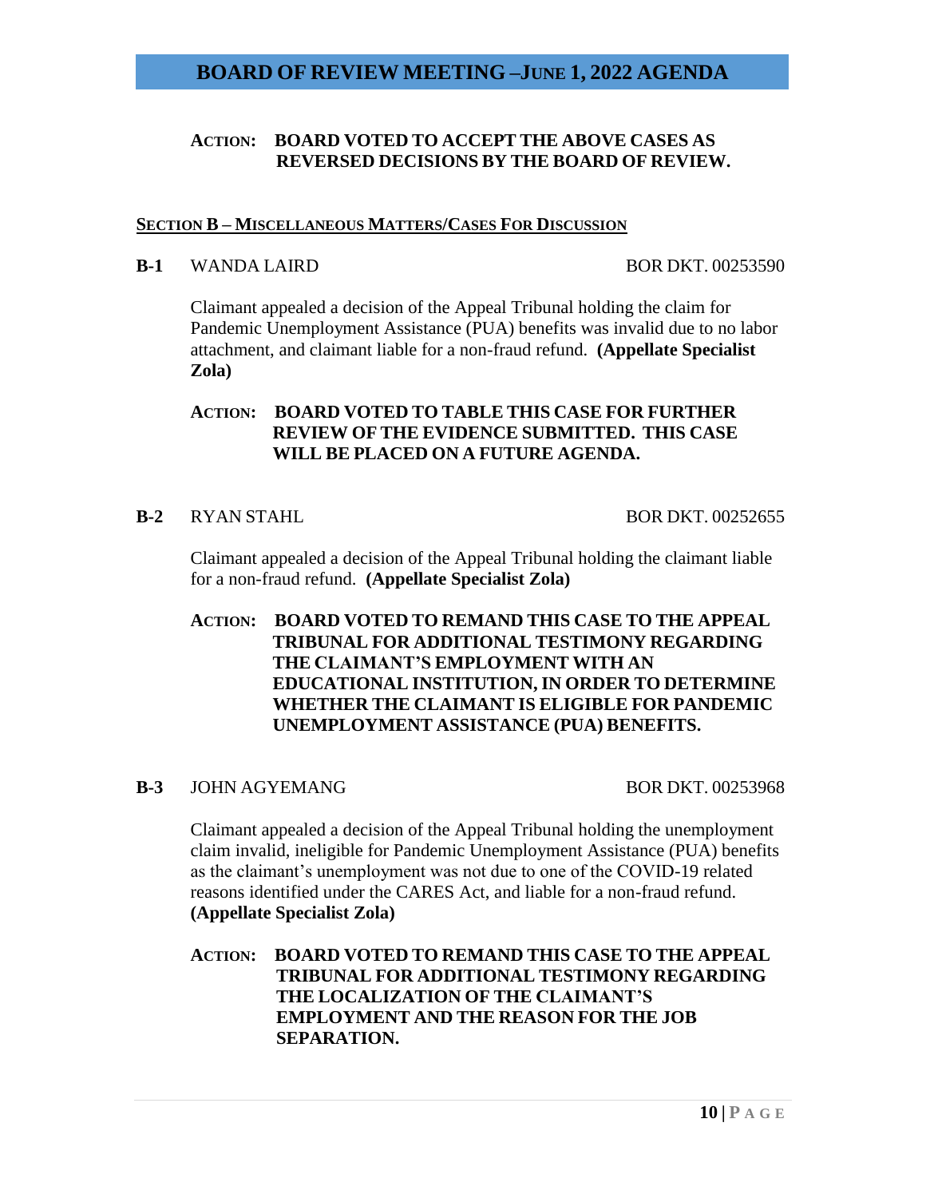**ACTION: BOARD VOTED TO ACCEPT THE ABOVE CASES AS REVERSED DECISIONS BY THE BOARD OF REVIEW.**

## SECTION B – MISCELLANEOUS MATTERS/CASES FOR DISCUSSION

**B-1** WANDA LAIRD — BOR DKT. 00253590

Claimant appealed a decision of the Appeal Tribunal holding the claim for Pandemic Unemployment Assistance (PUA) benefits was invalid due to no labor attachment, and claimant liable for a non-fraud refund. **(Appellate Specialist Zola)**

**ACTION: BOARD VOTED TO TABLE THIS CASE FOR FURTHER REVIEW OF THE EVIDENCE SUBMITTED. THIS CASE WILL BE PLACED ON A FUTURE AGENDA.**

**B-2** RYAN STAHL — BOR DKT. 00252655

Claimant appealed a decision of the Appeal Tribunal holding the claimant liable for a non-fraud refund. **(Appellate Specialist Zola)**

**ACTION: BOARD VOTED TO REMAND THIS CASE TO THE APPEAL TRIBUNAL FOR ADDITIONAL TESTIMONY REGARDING THE CLAIMANT'S EMPLOYMENT WITH AN EDUCATIONAL INSTITUTION, IN ORDER TO DETERMINE WHETHER THE CLAIMANT IS ELIGIBLE FOR PANDEMIC UNEMPLOYMENT ASSISTANCE (PUA) BENEFITS.**

**B-3** JOHN AGYEMANG — BOR DKT. 00253968

Claimant appealed a decision of the Appeal Tribunal holding the unemployment claim invalid, ineligible for Pandemic Unemployment Assistance (PUA) benefits as the claimant's unemployment was not due to one of the COVID-19 related reasons identified under the CARES Act, and liable for a non-fraud refund. **(Appellate Specialist Zola)**

**ACTION: BOARD VOTED TO REMAND THIS CASE TO THE APPEAL TRIBUNAL FOR ADDITIONAL TESTIMONY REGARDING THE LOCALIZATION OF THE CLAIMANT'S EMPLOYMENT AND THE REASON FOR THE JOB SEPARATION.**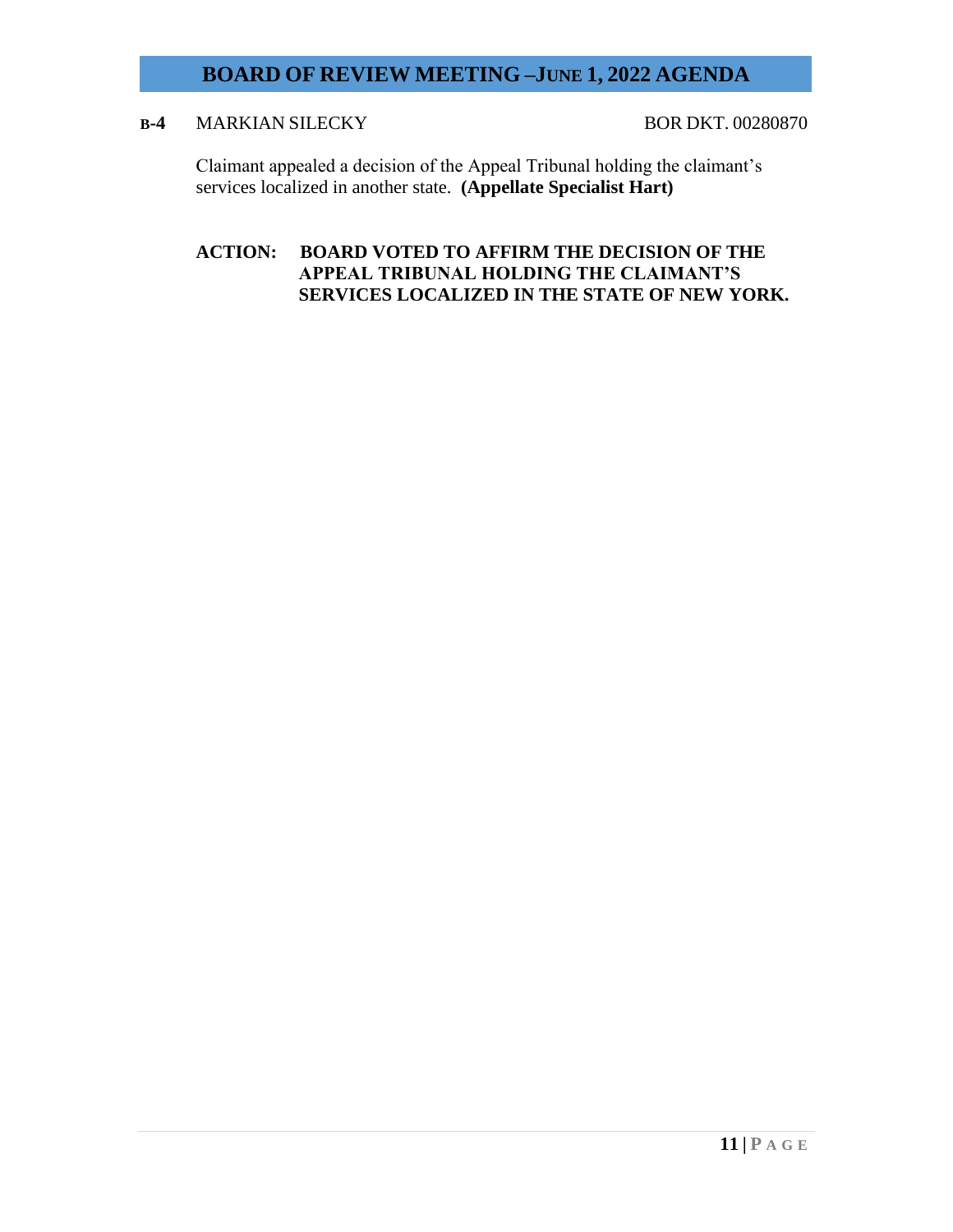**B-4** MARKIAN SILECKY BOR DKT. 00280870

Claimant appealed a decision of the Appeal Tribunal holding the claimant's services localized in another state. **(Appellate Specialist Hart)**

**ACTION: BOARD VOTED TO AFFIRM THE DECISION OF THE APPEAL TRIBUNAL HOLDING THE CLAIMANT'S SERVICES LOCALIZED IN THE STATE OF NEW YORK.**